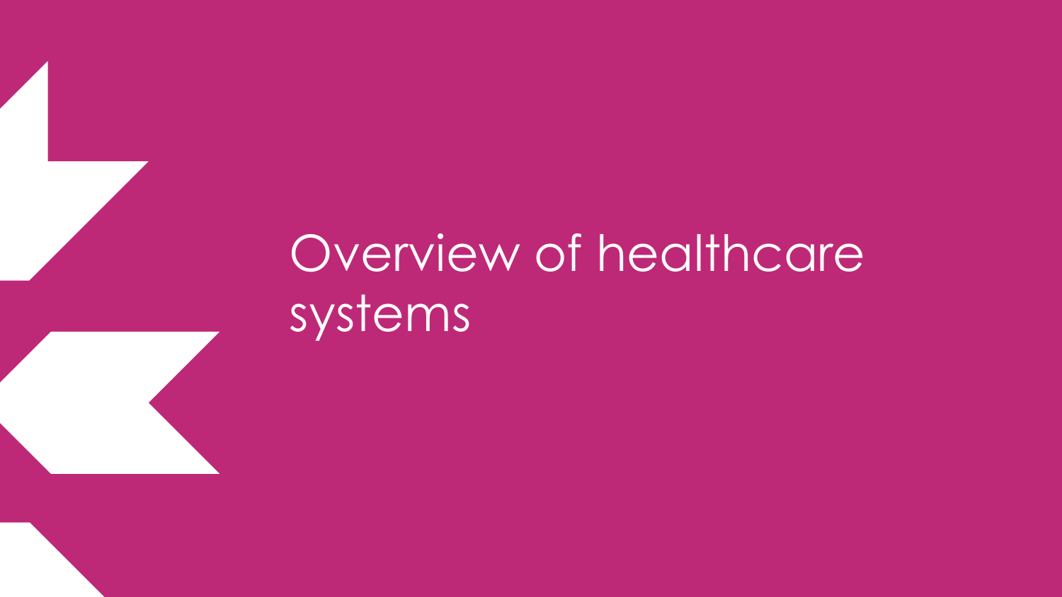# Overview of healthcare systems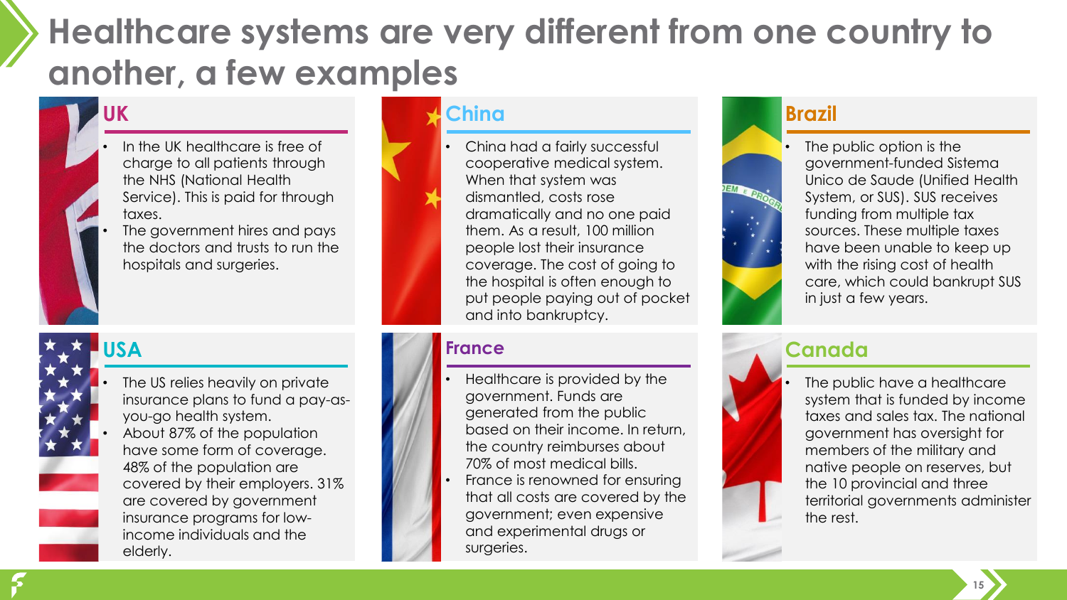# Healthcare systems are very different from one country to another, a few examples

## UK

- In the UK healthcare is free of charge to all patients through the NHS (National Health Service). This is paid for through taxes.
- The government hires and pays the doctors and trusts to run the hospitals and surgeries.

## China

- China had a fairly successful cooperative medical system. When that system was dismantled, costs rose dramatically and no one paid them. As a result, 100 million people lost their insurance coverage. The cost of going to the hospital is often enough to put people paying out of pocket and into bankruptcy.

## Brazil

- The public option is the government-funded Sistema Unico de Saude (Unified Health System, or SUS). SUS receives funding from multiple tax sources. These multiple taxes have been unable to keep up with the rising cost of health care, which could bankrupt SUS in just a few years.

## USA

- The US relies heavily on private insurance plans to fund a pay-as-you-go health system.
- About 87% of the population have some form of coverage. 48% of the population are covered by their employers. 31% are covered by government insurance programs for low-income individuals and the elderly.

## France

- Healthcare is provided by the government. Funds are generated from the public based on their income. In return, the country reimburses about 70% of most medical bills.
- France is renowned for ensuring that all costs are covered by the government; even expensive and experimental drugs or surgeries.

## Canada

- The public have a healthcare system that is funded by income taxes and sales tax. The national government has oversight for members of the military and native people on reserves, but the 10 provincial and three territorial governments administer the rest.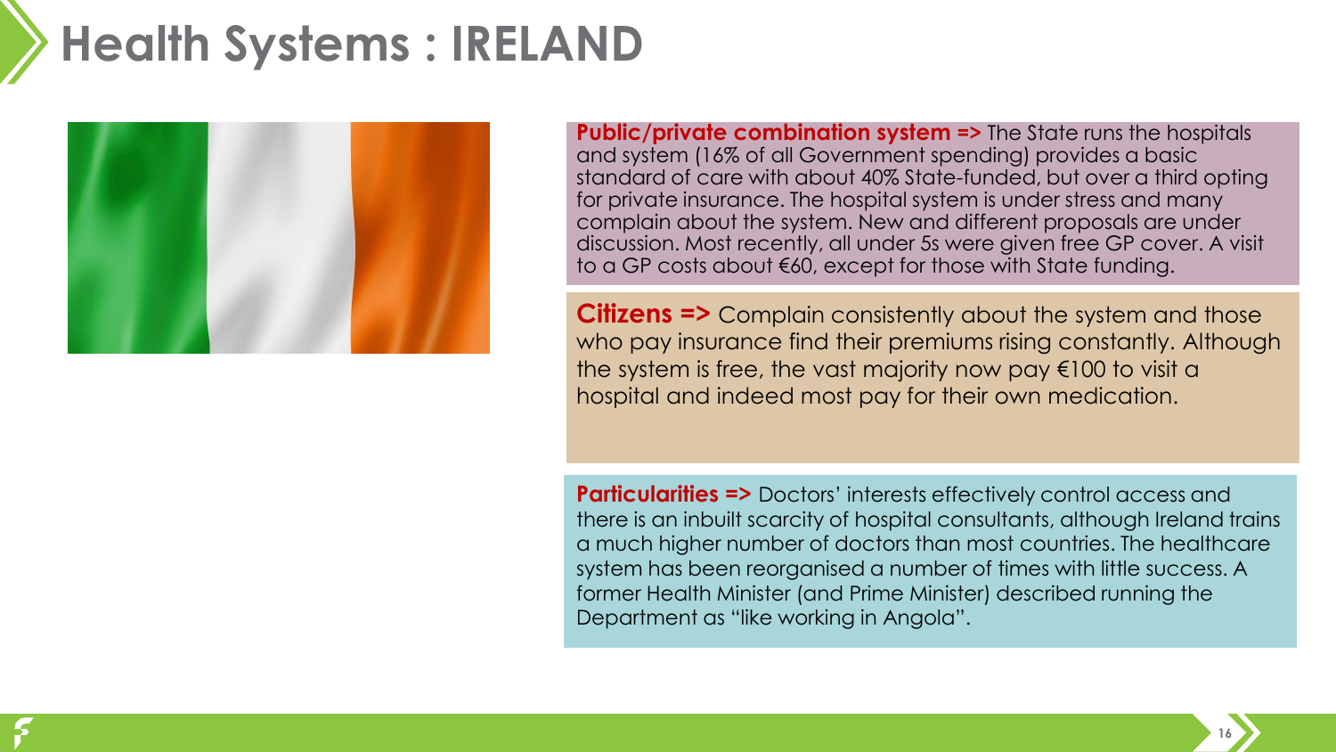# Health Systems : IRELAND

**Public/private combination system =>** The State runs the hospitals and system (16% of all Government spending) provides a basic standard of care with about 40% State-funded, but over a third opting for private insurance. The hospital system is under stress and many complain about the system. New and different proposals are under discussion. Most recently, all under 5s were given free GP cover. A visit to a GP costs about €60, except for those with State funding.

**Citizens =>** Complain consistently about the system and those who pay insurance find their premiums rising constantly. Although the system is free, the vast majority now pay €100 to visit a hospital and indeed most pay for their own medication.

**Particularities =>** Doctors' interests effectively control access and there is an inbuilt scarcity of hospital consultants, although Ireland trains a much higher number of doctors than most countries. The healthcare system has been reorganised a number of times with little success. A former Health Minister (and Prime Minister) described running the Department as "like working in Angola".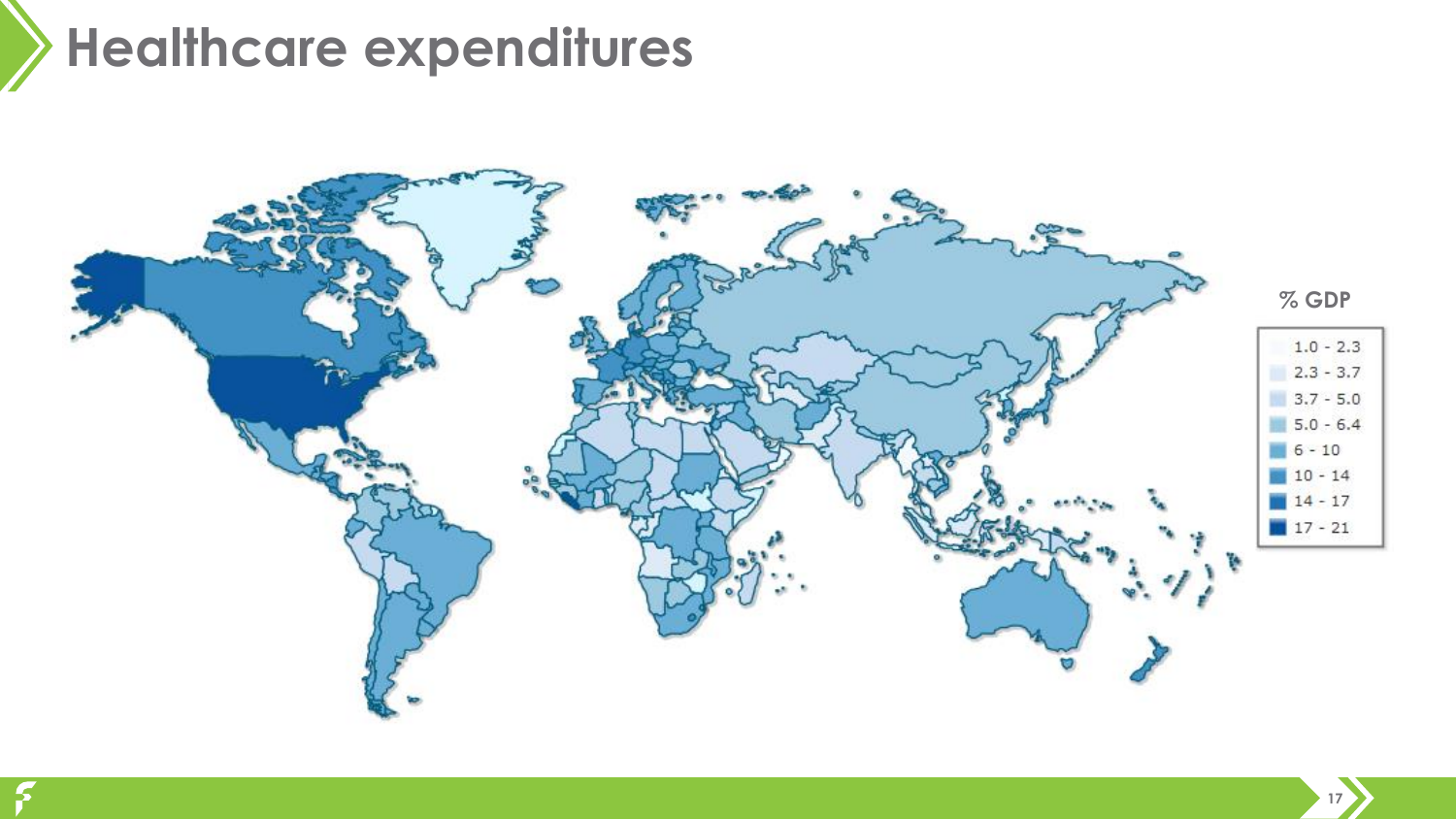# Healthcare expenditures

% GDP

- 1.0 - 2.3
- 2.3 - 3.7
- 3.7 - 5.0
- 5.0 - 6.4
- 6 - 10
- 10 - 14
- 14 - 17
- 17 - 21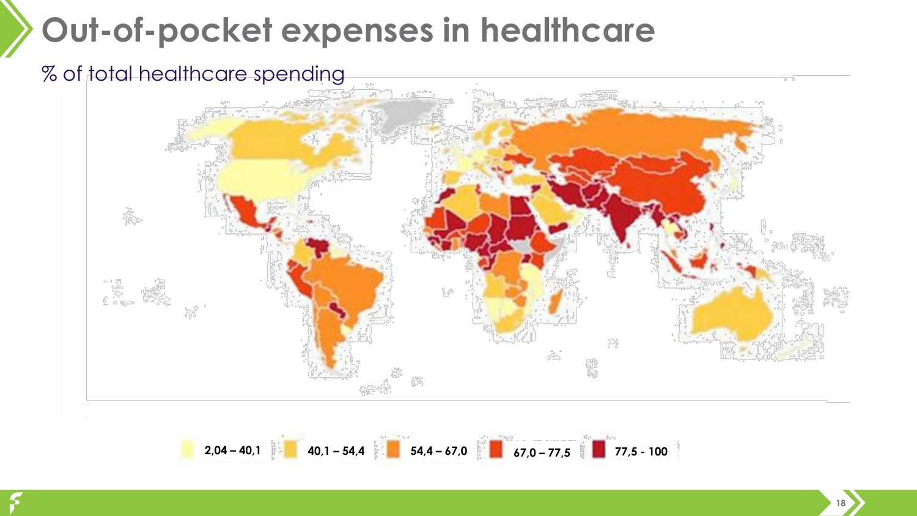# Out-of-pocket expenses in healthcare

% of total healthcare spending

2,04 – 40,1 | 40,1 – 54,4 | 54,4 – 67,0 | 67,0 – 77,5 | 77,5 - 100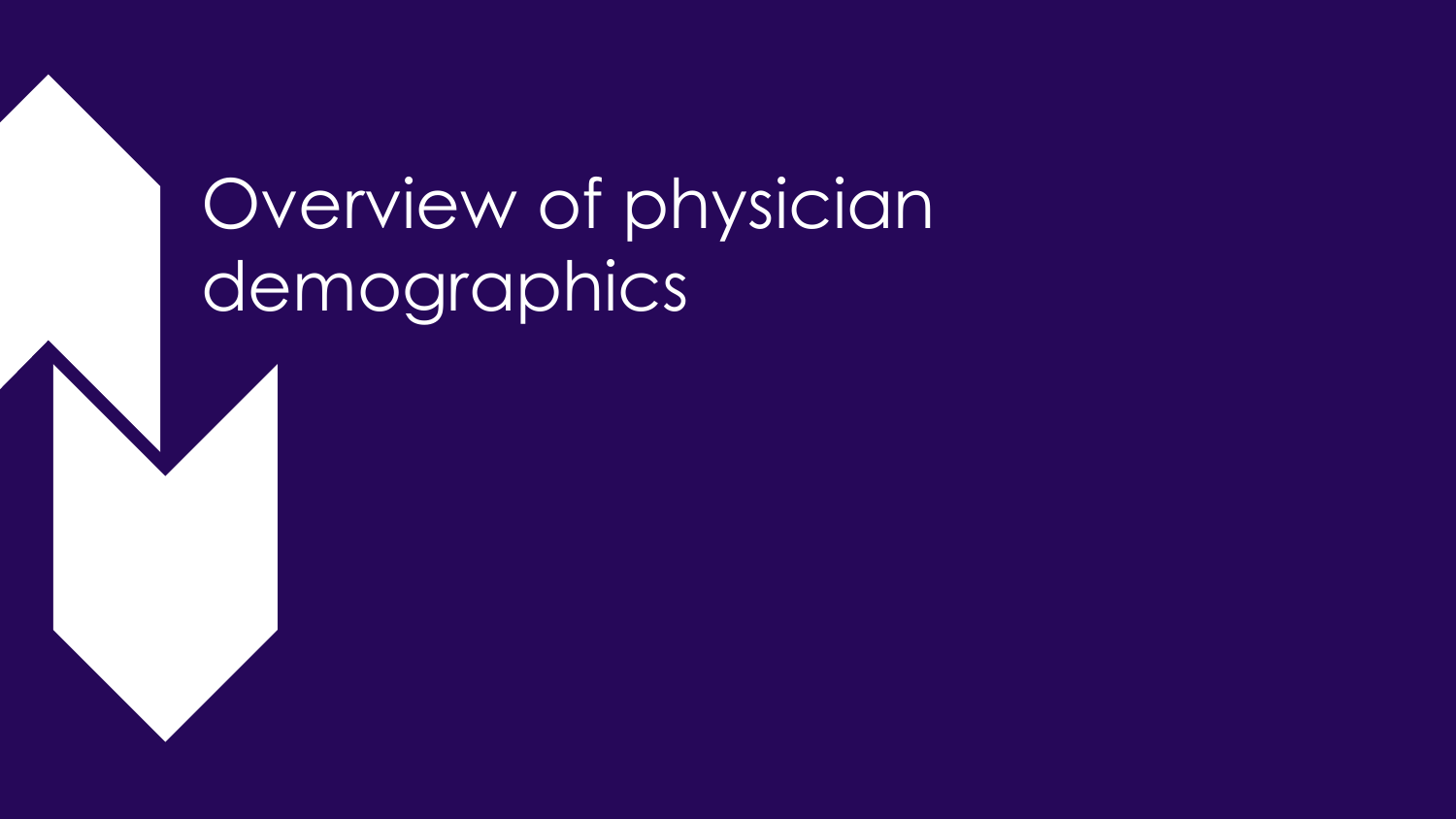# Overview of physician demographics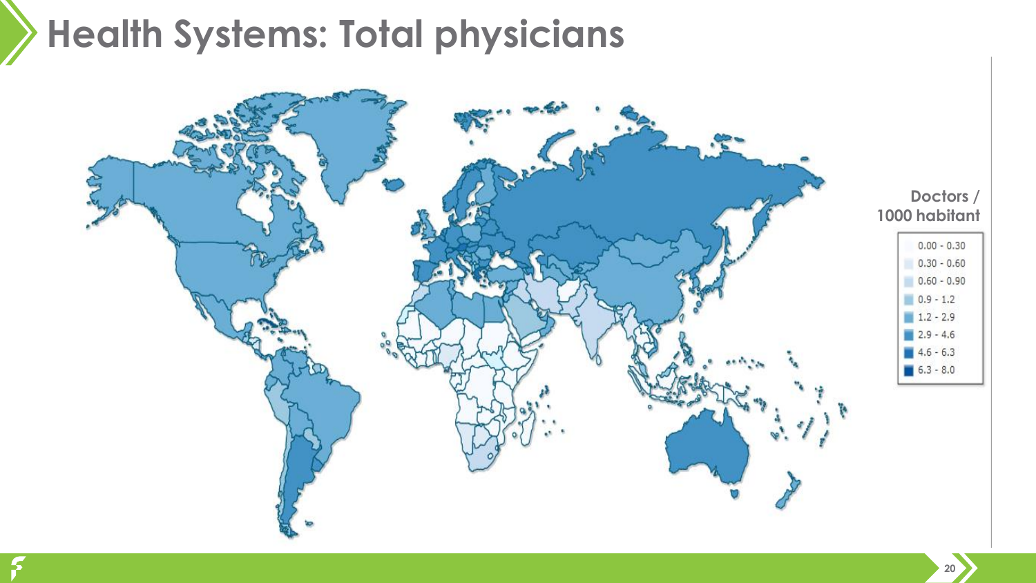# Health Systems: Total physicians

Doctors / 1000 habitant

0.00 - 0.30
0.30 - 0.60
0.60 - 0.90
0.9 - 1.2
1.2 - 2.9
2.9 - 4.6
4.6 - 6.3
6.3 - 8.0